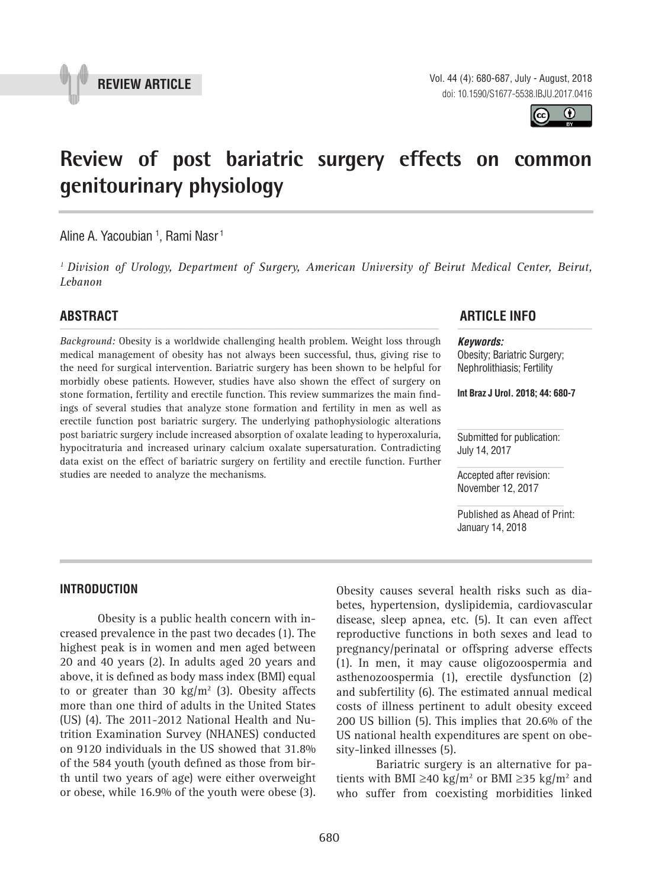**REVIEW ARTICLE**

# Review of post bariatric surgery effects on common genitourinary physiology

Aline A. Yacoubian [1], Rami Nasr [1]

[1] *Division of Urology, Department of Surgery, American University of Beirut Medical Center, Beirut, Lebanon*

## ABSTRACT

*Background:* Obesity is a worldwide challenging health problem. Weight loss through medical management of obesity has not always been successful, thus, giving rise to the need for surgical intervention. Bariatric surgery has been shown to be helpful for morbidly obese patients. However, studies have also shown the effect of surgery on stone formation, fertility and erectile function. This review summarizes the main findings of several studies that analyze stone formation and fertility in men as well as erectile function post bariatric surgery. The underlying pathophysiologic alterations post bariatric surgery include increased absorption of oxalate leading to hyperoxaluria, hypocitraturia and increased urinary calcium oxalate supersaturation. Contradicting data exist on the effect of bariatric surgery on fertility and erectile function. Further studies are needed to analyze the mechanisms.

## ARTICLE INFO

***Keywords:***
Obesity; Bariatric Surgery; Nephrolithiasis; Fertility

**Int Braz J Urol. 2018; 44: 680-7**

Submitted for publication: July 14, 2017

Accepted after revision: November 12, 2017

Published as Ahead of Print: January 14, 2018

## INTRODUCTION

Obesity is a public health concern with increased prevalence in the past two decades (1). The highest peak is in women and men aged between 20 and 40 years (2). In adults aged 20 years and above, it is defined as body mass index (BMI) equal to or greater than 30 kg/m$^2$ (3). Obesity affects more than one third of adults in the United States (US) (4). The 2011-2012 National Health and Nutrition Examination Survey (NHANES) conducted on 9120 individuals in the US showed that 31.8% of the 584 youth (youth defined as those from birth until two years of age) were either overweight or obese, while 16.9% of the youth were obese (3). Obesity causes several health risks such as diabetes, hypertension, dyslipidemia, cardiovascular disease, sleep apnea, etc. (5). It can even affect reproductive functions in both sexes and lead to pregnancy/perinatal or offspring adverse effects (1). In men, it may cause oligozoospermia and asthenozoospermia (1), erectile dysfunction (2) and subfertility (6). The estimated annual medical costs of illness pertinent to adult obesity exceed 200 US billion (5). This implies that 20.6% of the US national health expenditures are spent on obesity-linked illnesses (5).

Bariatric surgery is an alternative for patients with BMI ≥40 kg/m$^2$ or BMI ≥35 kg/m$^2$ and who suffer from coexisting morbidities linked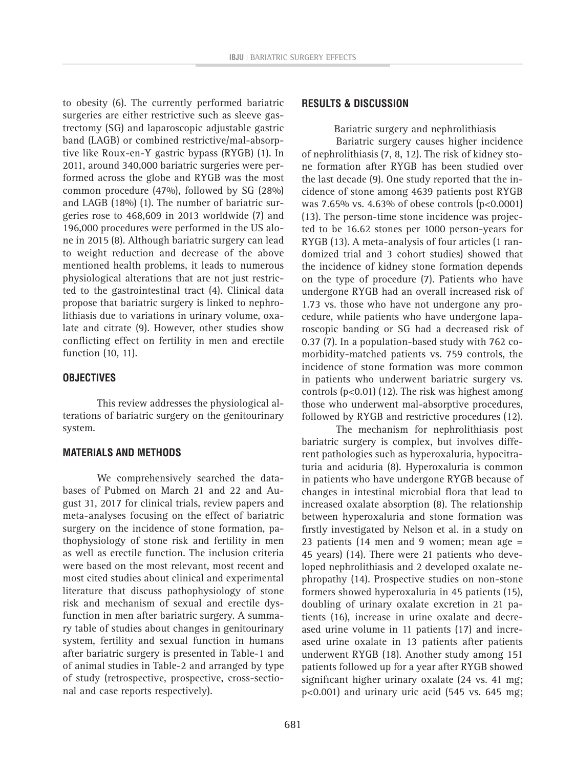to obesity (6). The currently performed bariatric surgeries are either restrictive such as sleeve gastrectomy (SG) and laparoscopic adjustable gastric band (LAGB) or combined restrictive/mal-absorptive like Roux-en-Y gastric bypass (RYGB) (1). In 2011, around 340,000 bariatric surgeries were performed across the globe and RYGB was the most common procedure (47%), followed by SG (28%) and LAGB (18%) (1). The number of bariatric surgeries rose to 468,609 in 2013 worldwide (7) and 196,000 procedures were performed in the US alone in 2015 (8). Although bariatric surgery can lead to weight reduction and decrease of the above mentioned health problems, it leads to numerous physiological alterations that are not just restricted to the gastrointestinal tract (4). Clinical data propose that bariatric surgery is linked to nephrolithiasis due to variations in urinary volume, oxalate and citrate (9). However, other studies show conflicting effect on fertility in men and erectile function (10, 11).

## OBJECTIVES

This review addresses the physiological alterations of bariatric surgery on the genitourinary system.

## MATERIALS AND METHODS

We comprehensively searched the databases of Pubmed on March 21 and 22 and August 31, 2017 for clinical trials, review papers and meta-analyses focusing on the effect of bariatric surgery on the incidence of stone formation, pathophysiology of stone risk and fertility in men as well as erectile function. The inclusion criteria were based on the most relevant, most recent and most cited studies about clinical and experimental literature that discuss pathophysiology of stone risk and mechanism of sexual and erectile dysfunction in men after bariatric surgery. A summary table of studies about changes in genitourinary system, fertility and sexual function in humans after bariatric surgery is presented in Table-1 and of animal studies in Table-2 and arranged by type of study (retrospective, prospective, cross-sectional and case reports respectively).

## RESULTS & DISCUSSION

Bariatric surgery and nephrolithiasis

Bariatric surgery causes higher incidence of nephrolithiasis (7, 8, 12). The risk of kidney stone formation after RYGB has been studied over the last decade (9). One study reported that the incidence of stone among 4639 patients post RYGB was 7.65% vs. 4.63% of obese controls ($p<0.0001$) (13). The person-time stone incidence was projected to be 16.62 stones per 1000 person-years for RYGB (13). A meta-analysis of four articles (1 randomized trial and 3 cohort studies) showed that the incidence of kidney stone formation depends on the type of procedure (7). Patients who have undergone RYGB had an overall increased risk of 1.73 vs. those who have not undergone any procedure, while patients who have undergone laparoscopic banding or SG had a decreased risk of 0.37 (7). In a population-based study with 762 comorbidity-matched patients vs. 759 controls, the incidence of stone formation was more common in patients who underwent bariatric surgery vs. controls ($p<0.01$) (12). The risk was highest among those who underwent mal-absorptive procedures, followed by RYGB and restrictive procedures (12).

The mechanism for nephrolithiasis post bariatric surgery is complex, but involves different pathologies such as hyperoxaluria, hypocitraturia and aciduria (8). Hyperoxaluria is common in patients who have undergone RYGB because of changes in intestinal microbial flora that lead to increased oxalate absorption (8). The relationship between hyperoxaluria and stone formation was firstly investigated by Nelson et al. in a study on 23 patients (14 men and 9 women; mean age = 45 years) (14). There were 21 patients who developed nephrolithiasis and 2 developed oxalate nephropathy (14). Prospective studies on non-stone formers showed hyperoxaluria in 45 patients (15), doubling of urinary oxalate excretion in 21 patients (16), increase in urine oxalate and decreased urine volume in 11 patients (17) and increased urine oxalate in 13 patients after patients underwent RYGB (18). Another study among 151 patients followed up for a year after RYGB showed significant higher urinary oxalate (24 vs. 41 mg; $p<0.001$) and urinary uric acid (545 vs. 645 mg;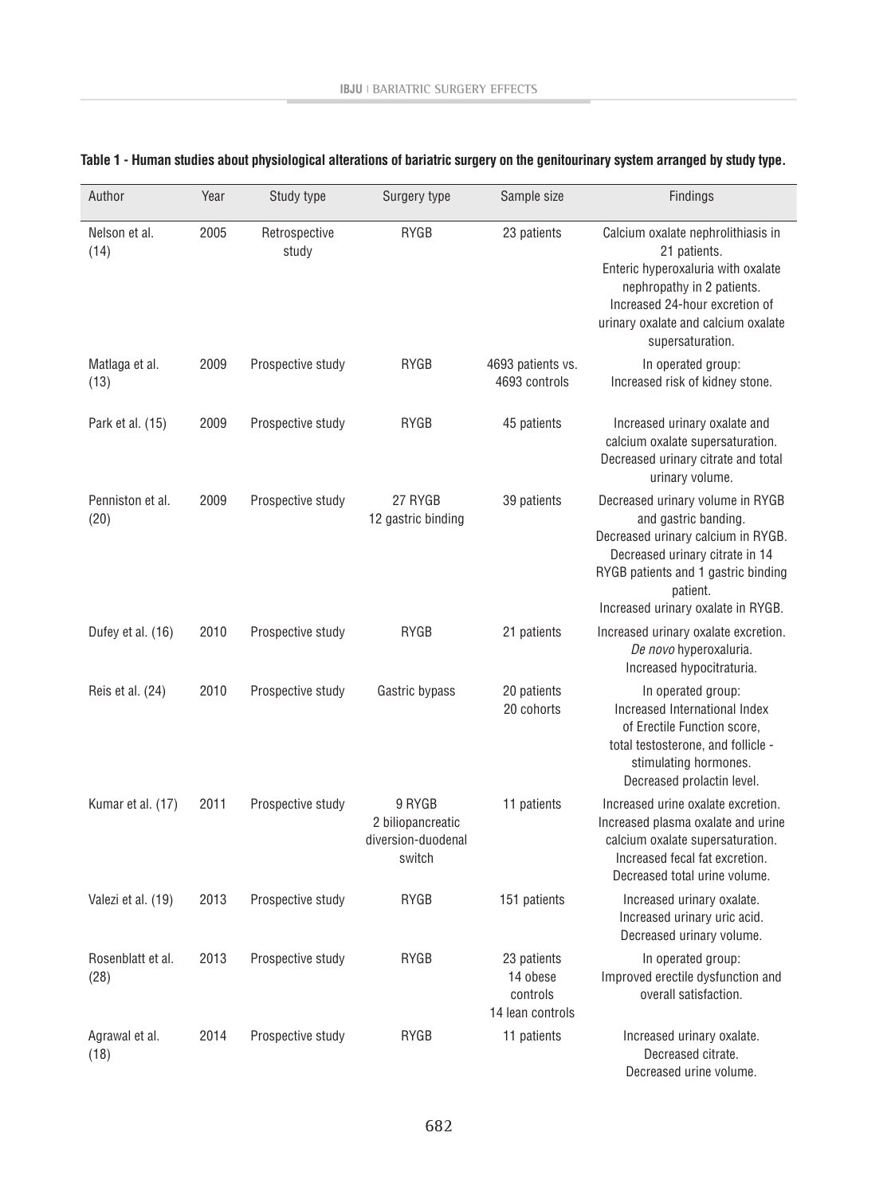**Table 1 - Human studies about physiological alterations of bariatric surgery on the genitourinary system arranged by study type.**

| Author | Year | Study type | Surgery type | Sample size | Findings |
|---|---|---|---|---|---|
| Nelson et al. (14) | 2005 | Retrospective study | RYGB | 23 patients | Calcium oxalate nephrolithiasis in 21 patients. Enteric hyperoxaluria with oxalate nephropathy in 2 patients. Increased 24-hour excretion of urinary oxalate and calcium oxalate supersaturation. |
| Matlaga et al. (13) | 2009 | Prospective study | RYGB | 4693 patients vs. 4693 controls | In operated group: Increased risk of kidney stone. |
| Park et al. (15) | 2009 | Prospective study | RYGB | 45 patients | Increased urinary oxalate and calcium oxalate supersaturation. Decreased urinary citrate and total urinary volume. |
| Penniston et al. (20) | 2009 | Prospective study | 27 RYGB 12 gastric binding | 39 patients | Decreased urinary volume in RYGB and gastric banding. Decreased urinary calcium in RYGB. Decreased urinary citrate in 14 RYGB patients and 1 gastric binding patient. Increased urinary oxalate in RYGB. |
| Dufey et al. (16) | 2010 | Prospective study | RYGB | 21 patients | Increased urinary oxalate excretion. *De novo* hyperoxaluria. Increased hypocitraturia. |
| Reis et al. (24) | 2010 | Prospective study | Gastric bypass | 20 patients 20 cohorts | In operated group: Increased International Index of Erectile Function score, total testosterone, and follicle - stimulating hormones. Decreased prolactin level. |
| Kumar et al. (17) | 2011 | Prospective study | 9 RYGB 2 biliopancreatic diversion-duodenal switch | 11 patients | Increased urine oxalate excretion. Increased plasma oxalate and urine calcium oxalate supersaturation. Increased fecal fat excretion. Decreased total urine volume. |
| Valezi et al. (19) | 2013 | Prospective study | RYGB | 151 patients | Increased urinary oxalate. Increased urinary uric acid. Decreased urinary volume. |
| Rosenblatt et al. (28) | 2013 | Prospective study | RYGB | 23 patients 14 obese controls 14 lean controls | In operated group: Improved erectile dysfunction and overall satisfaction. |
| Agrawal et al. (18) | 2014 | Prospective study | RYGB | 11 patients | Increased urinary oxalate. Decreased citrate. Decreased urine volume. |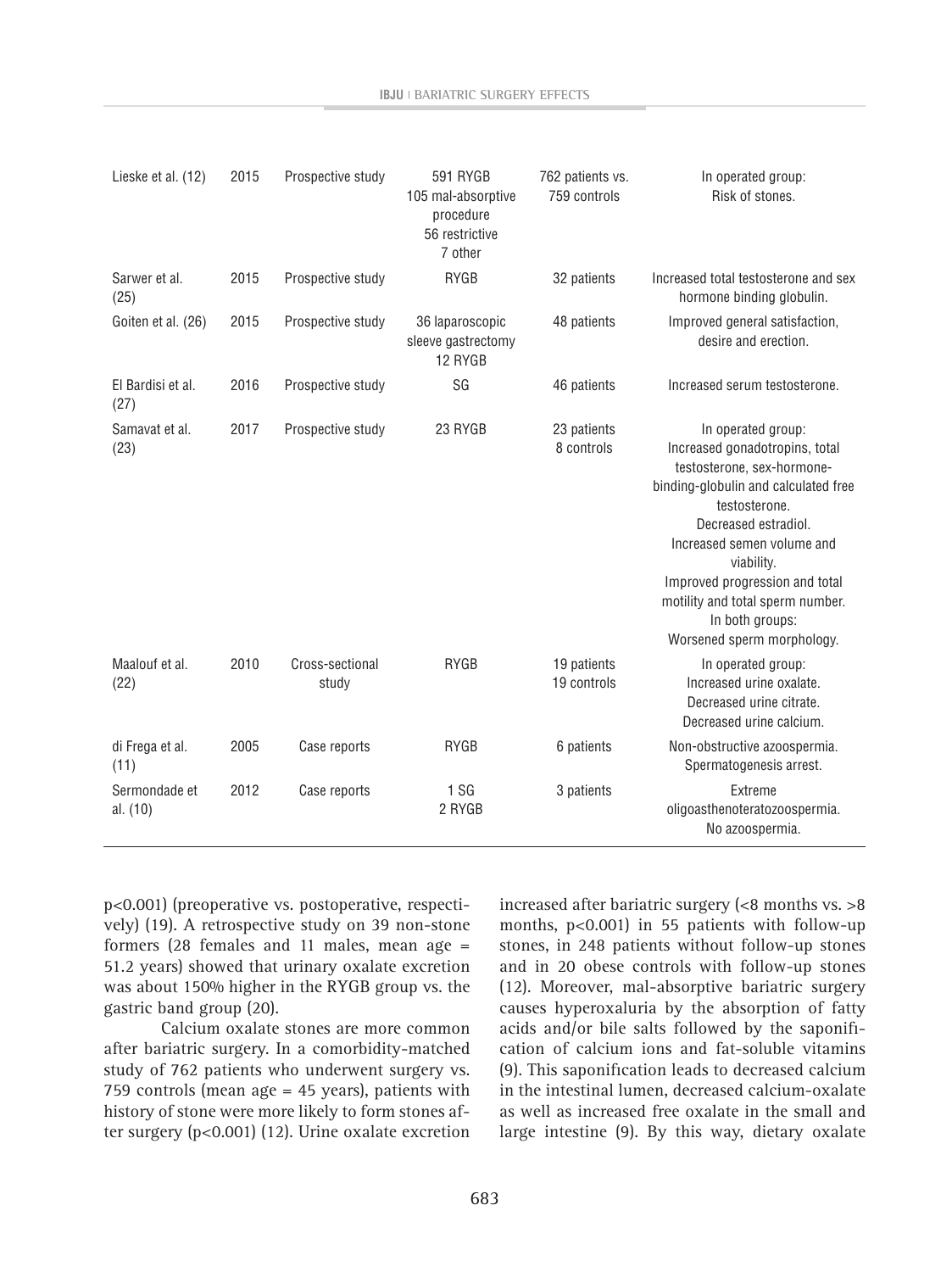| | | | | | |
|---|---|---|---|---|---|
| Lieske et al. (12) | 2015 | Prospective study | 591 RYGB<br>105 mal-absorptive procedure<br>56 restrictive<br>7 other | 762 patients vs. 759 controls | In operated group:<br>Risk of stones. |
| Sarwer et al. (25) | 2015 | Prospective study | RYGB | 32 patients | Increased total testosterone and sex hormone binding globulin. |
| Goiten et al. (26) | 2015 | Prospective study | 36 laparoscopic sleeve gastrectomy<br>12 RYGB | 48 patients | Improved general satisfaction, desire and erection. |
| El Bardisi et al. (27) | 2016 | Prospective study | SG | 46 patients | Increased serum testosterone. |
| Samavat et al. (23) | 2017 | Prospective study | 23 RYGB | 23 patients<br>8 controls | In operated group:<br>Increased gonadotropins, total testosterone, sex-hormone-binding-globulin and calculated free testosterone.<br>Decreased estradiol.<br>Increased semen volume and viability.<br>Improved progression and total motility and total sperm number.<br>In both groups:<br>Worsened sperm morphology. |
| Maalouf et al. (22) | 2010 | Cross-sectional study | RYGB | 19 patients<br>19 controls | In operated group:<br>Increased urine oxalate.<br>Decreased urine citrate.<br>Decreased urine calcium. |
| di Frega et al. (11) | 2005 | Case reports | RYGB | 6 patients | Non-obstructive azoospermia.<br>Spermatogenesis arrest. |
| Sermondade et al. (10) | 2012 | Case reports | 1 SG<br>2 RYGB | 3 patients | Extreme oligoasthenoteratozoospermia.<br>No azoospermia. |

$p<0.001$) (preoperative vs. postoperative, respectively) (19). A retrospective study on 39 non-stone formers (28 females and 11 males, mean age = 51.2 years) showed that urinary oxalate excretion was about 150% higher in the RYGB group vs. the gastric band group (20).

Calcium oxalate stones are more common after bariatric surgery. In a comorbidity-matched study of 762 patients who underwent surgery vs. 759 controls (mean age = 45 years), patients with history of stone were more likely to form stones after surgery ($p<0.001$) (12). Urine oxalate excretion increased after bariatric surgery (<8 months vs. >8 months, $p<0.001$) in 55 patients with follow-up stones, in 248 patients without follow-up stones and in 20 obese controls with follow-up stones (12). Moreover, mal-absorptive bariatric surgery causes hyperoxaluria by the absorption of fatty acids and/or bile salts followed by the saponification of calcium ions and fat-soluble vitamins (9). This saponification leads to decreased calcium in the intestinal lumen, decreased calcium-oxalate as well as increased free oxalate in the small and large intestine (9). By this way, dietary oxalate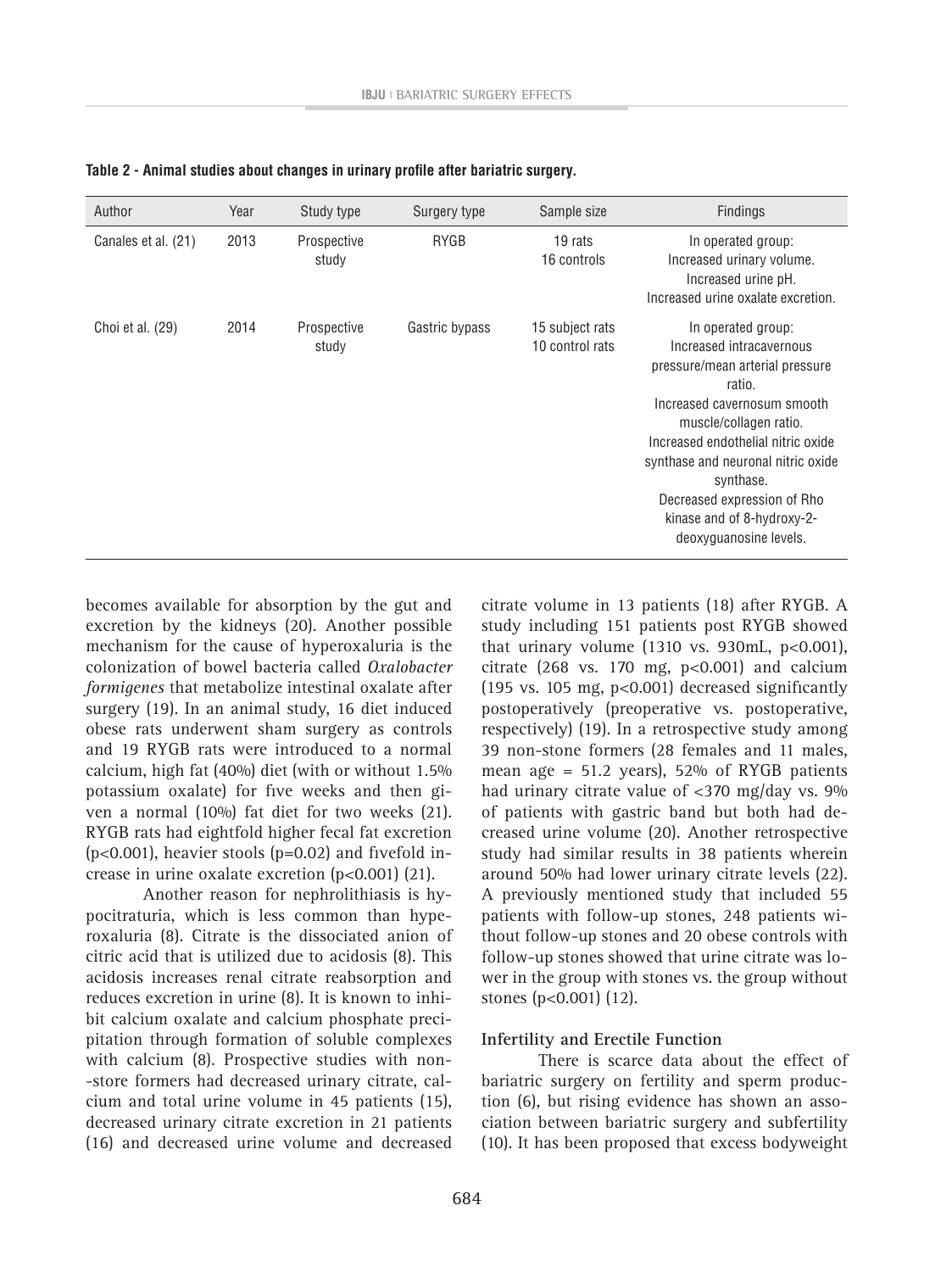**Table 2 - Animal studies about changes in urinary profile after bariatric surgery.**

| Author | Year | Study type | Surgery type | Sample size | Findings |
|---|---|---|---|---|---|
| Canales et al. (21) | 2013 | Prospective study | RYGB | 19 rats<br>16 controls | In operated group:<br>Increased urinary volume.<br>Increased urine pH.<br>Increased urine oxalate excretion. |
| Choi et al. (29) | 2014 | Prospective study | Gastric bypass | 15 subject rats<br>10 control rats | In operated group:<br>Increased intracavernous pressure/mean arterial pressure ratio.<br>Increased cavernosum smooth muscle/collagen ratio.<br>Increased endothelial nitric oxide synthase and neuronal nitric oxide synthase.<br>Decreased expression of Rho kinase and of 8-hydroxy-2-deoxyguanosine levels. |

becomes available for absorption by the gut and excretion by the kidneys (20). Another possible mechanism for the cause of hyperoxaluria is the colonization of bowel bacteria called *Oxalobacter formigenes* that metabolize intestinal oxalate after surgery (19). In an animal study, 16 diet induced obese rats underwent sham surgery as controls and 19 RYGB rats were introduced to a normal calcium, high fat (40%) diet (with or without 1.5% potassium oxalate) for five weeks and then given a normal (10%) fat diet for two weeks (21). RYGB rats had eightfold higher fecal fat excretion ($p<0.001$), heavier stools ($p=0.02$) and fivefold increase in urine oxalate excretion ($p<0.001$) (21).

Another reason for nephrolithiasis is hypocitraturia, which is less common than hyperoxaluria (8). Citrate is the dissociated anion of citric acid that is utilized due to acidosis (8). This acidosis increases renal citrate reabsorption and reduces excretion in urine (8). It is known to inhibit calcium oxalate and calcium phosphate precipitation through formation of soluble complexes with calcium (8). Prospective studies with non-store formers had decreased urinary citrate, calcium and total urine volume in 45 patients (15), decreased urinary citrate excretion in 21 patients (16) and decreased urine volume and decreased citrate volume in 13 patients (18) after RYGB. A study including 151 patients post RYGB showed that urinary volume (1310 vs. 930mL, $p<0.001$), citrate (268 vs. 170 mg, $p<0.001$) and calcium (195 vs. 105 mg, $p<0.001$) decreased significantly postoperatively (preoperative vs. postoperative, respectively) (19). In a retrospective study among 39 non-stone formers (28 females and 11 males, mean age = 51.2 years), 52% of RYGB patients had urinary citrate value of <370 mg/day vs. 9% of patients with gastric band but both had decreased urine volume (20). Another retrospective study had similar results in 38 patients wherein around 50% had lower urinary citrate levels (22). A previously mentioned study that included 55 patients with follow-up stones, 248 patients without follow-up stones and 20 obese controls with follow-up stones showed that urine citrate was lower in the group with stones vs. the group without stones ($p<0.001$) (12).

### Infertility and Erectile Function

There is scarce data about the effect of bariatric surgery on fertility and sperm production (6), but rising evidence has shown an association between bariatric surgery and subfertility (10). It has been proposed that excess bodyweight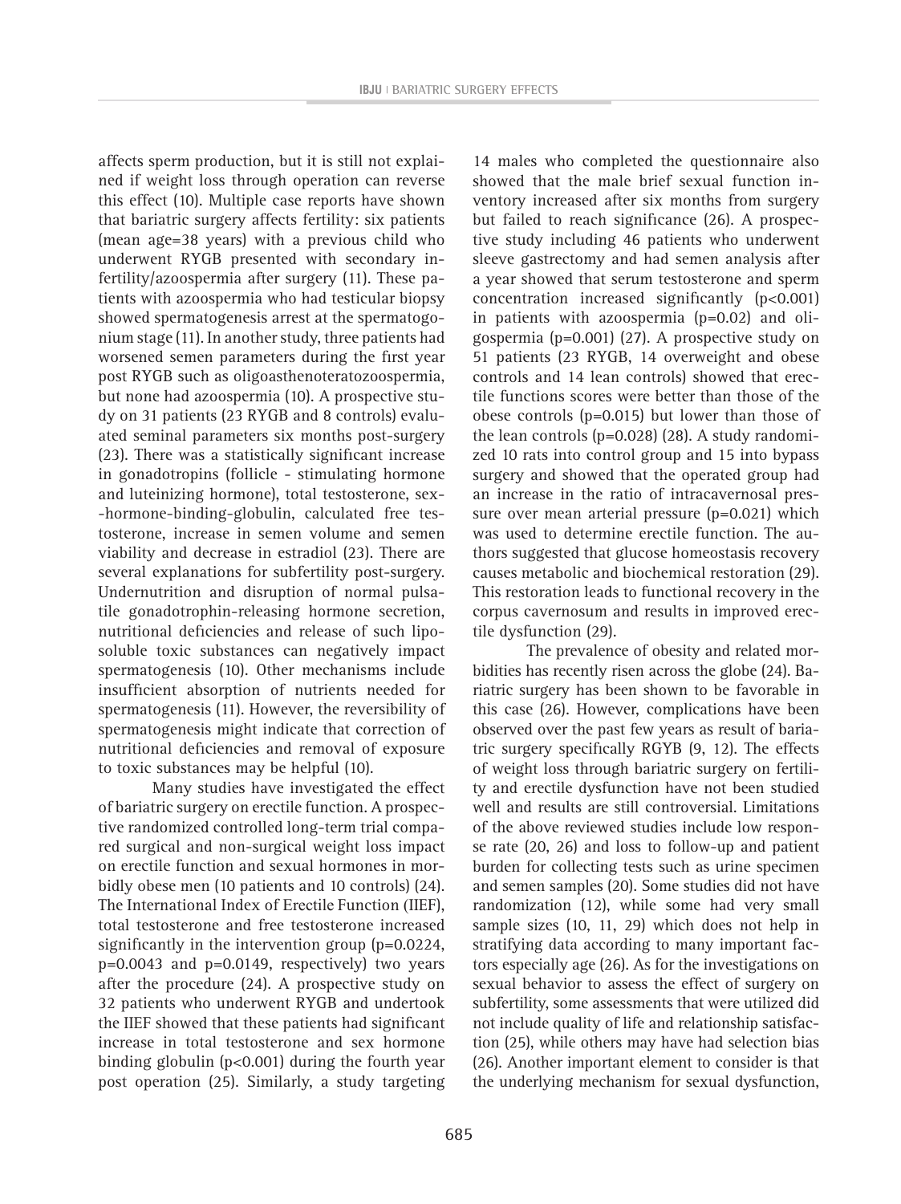affects sperm production, but it is still not explained if weight loss through operation can reverse this effect (10). Multiple case reports have shown that bariatric surgery affects fertility: six patients (mean age=38 years) with a previous child who underwent RYGB presented with secondary infertility/azoospermia after surgery (11). These patients with azoospermia who had testicular biopsy showed spermatogenesis arrest at the spermatogonium stage (11). In another study, three patients had worsened semen parameters during the first year post RYGB such as oligoasthenoteratozoospermia, but none had azoospermia (10). A prospective study on 31 patients (23 RYGB and 8 controls) evaluated seminal parameters six months post-surgery (23). There was a statistically significant increase in gonadotropins (follicle - stimulating hormone and luteinizing hormone), total testosterone, sex-hormone-binding-globulin, calculated free testosterone, increase in semen volume and semen viability and decrease in estradiol (23). There are several explanations for subfertility post-surgery. Undernutrition and disruption of normal pulsatile gonadotrophin-releasing hormone secretion, nutritional deficiencies and release of such liposoluble toxic substances can negatively impact spermatogenesis (10). Other mechanisms include insufficient absorption of nutrients needed for spermatogenesis (11). However, the reversibility of spermatogenesis might indicate that correction of nutritional deficiencies and removal of exposure to toxic substances may be helpful (10).

Many studies have investigated the effect of bariatric surgery on erectile function. A prospective randomized controlled long-term trial compared surgical and non-surgical weight loss impact on erectile function and sexual hormones in morbidly obese men (10 patients and 10 controls) (24). The International Index of Erectile Function (IIEF), total testosterone and free testosterone increased significantly in the intervention group ($p=0.0224$, $p=0.0043$ and $p=0.0149$, respectively) two years after the procedure (24). A prospective study on 32 patients who underwent RYGB and undertook the IIEF showed that these patients had significant increase in total testosterone and sex hormone binding globulin ($p<0.001$) during the fourth year post operation (25). Similarly, a study targeting 14 males who completed the questionnaire also showed that the male brief sexual function inventory increased after six months from surgery but failed to reach significance (26). A prospective study including 46 patients who underwent sleeve gastrectomy and had semen analysis after a year showed that serum testosterone and sperm concentration increased significantly ($p<0.001$) in patients with azoospermia ($p=0.02$) and oligospermia ($p=0.001$) (27). A prospective study on 51 patients (23 RYGB, 14 overweight and obese controls and 14 lean controls) showed that erectile functions scores were better than those of the obese controls ($p=0.015$) but lower than those of the lean controls ($p=0.028$) (28). A study randomized 10 rats into control group and 15 into bypass surgery and showed that the operated group had an increase in the ratio of intracavernosal pressure over mean arterial pressure ($p=0.021$) which was used to determine erectile function. The authors suggested that glucose homeostasis recovery causes metabolic and biochemical restoration (29). This restoration leads to functional recovery in the corpus cavernosum and results in improved erectile dysfunction (29).

The prevalence of obesity and related morbidities has recently risen across the globe (24). Bariatric surgery has been shown to be favorable in this case (26). However, complications have been observed over the past few years as result of bariatric surgery specifically RGYB (9, 12). The effects of weight loss through bariatric surgery on fertility and erectile dysfunction have not been studied well and results are still controversial. Limitations of the above reviewed studies include low response rate (20, 26) and loss to follow-up and patient burden for collecting tests such as urine specimen and semen samples (20). Some studies did not have randomization (12), while some had very small sample sizes (10, 11, 29) which does not help in stratifying data according to many important factors especially age (26). As for the investigations on sexual behavior to assess the effect of surgery on subfertility, some assessments that were utilized did not include quality of life and relationship satisfaction (25), while others may have had selection bias (26). Another important element to consider is that the underlying mechanism for sexual dysfunction,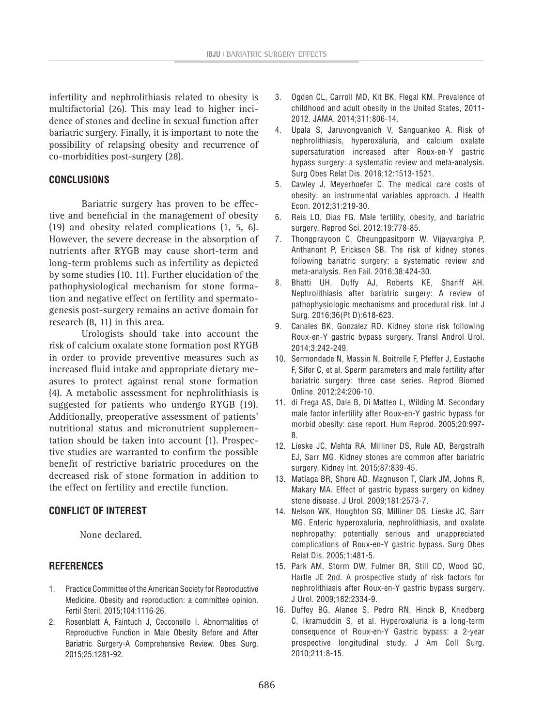infertility and nephrolithiasis related to obesity is multifactorial (26). This may lead to higher incidence of stones and decline in sexual function after bariatric surgery. Finally, it is important to note the possibility of relapsing obesity and recurrence of co-morbidities post-surgery (28).

## CONCLUSIONS

Bariatric surgery has proven to be effective and beneficial in the management of obesity (19) and obesity related complications (1, 5, 6). However, the severe decrease in the absorption of nutrients after RYGB may cause short-term and long-term problems such as infertility as depicted by some studies (10, 11). Further elucidation of the pathophysiological mechanism for stone formation and negative effect on fertility and spermatogenesis post-surgery remains an active domain for research (8, 11) in this area.

Urologists should take into account the risk of calcium oxalate stone formation post RYGB in order to provide preventive measures such as increased fluid intake and appropriate dietary measures to protect against renal stone formation (4). A metabolic assessment for nephrolithiasis is suggested for patients who undergo RYGB (19). Additionally, preoperative assessment of patients' nutritional status and micronutrient supplementation should be taken into account (1). Prospective studies are warranted to confirm the possible benefit of restrictive bariatric procedures on the decreased risk of stone formation in addition to the effect on fertility and erectile function.

## CONFLICT OF INTEREST

None declared.

## REFERENCES

1. Practice Committee of the American Society for Reproductive Medicine. Obesity and reproduction: a committee opinion. Fertil Steril. 2015;104:1116-26.
2. Rosenblatt A, Faintuch J, Cecconello I. Abnormalities of Reproductive Function in Male Obesity Before and After Bariatric Surgery-A Comprehensive Review. Obes Surg. 2015;25:1281-92.
3. Ogden CL, Carroll MD, Kit BK, Flegal KM. Prevalence of childhood and adult obesity in the United States, 2011-2012. JAMA. 2014;311:806-14.
4. Upala S, Jaruvongvanich V, Sanguankeo A. Risk of nephrolithiasis, hyperoxaluria, and calcium oxalate supersaturation increased after Roux-en-Y gastric bypass surgery: a systematic review and meta-analysis. Surg Obes Relat Dis. 2016;12:1513-1521.
5. Cawley J, Meyerhoefer C. The medical care costs of obesity: an instrumental variables approach. J Health Econ. 2012;31:219-30.
6. Reis LO, Dias FG. Male fertility, obesity, and bariatric surgery. Reprod Sci. 2012;19:778-85.
7. Thongprayoon C, Cheungpasitporn W, Vijayvargiya P, Anthanont P, Erickson SB. The risk of kidney stones following bariatric surgery: a systematic review and meta-analysis. Ren Fail. 2016;38:424-30.
8. Bhatti UH, Duffy AJ, Roberts KE, Shariff AH. Nephrolithiasis after bariatric surgery: A review of pathophysiologic mechanisms and procedural risk. Int J Surg. 2016;36(Pt D):618-623.
9. Canales BK, Gonzalez RD. Kidney stone risk following Roux-en-Y gastric bypass surgery. Transl Androl Urol. 2014;3:242-249.
10. Sermondade N, Massin N, Boitrelle F, Pfeffer J, Eustache F, Sifer C, et al. Sperm parameters and male fertility after bariatric surgery: three case series. Reprod Biomed Online. 2012;24:206-10.
11. di Frega AS, Dale B, Di Matteo L, Wilding M. Secondary male factor infertility after Roux-en-Y gastric bypass for morbid obesity: case report. Hum Reprod. 2005;20:997-8.
12. Lieske JC, Mehta RA, Milliner DS, Rule AD, Bergstralh EJ, Sarr MG. Kidney stones are common after bariatric surgery. Kidney Int. 2015;87:839-45.
13. Matlaga BR, Shore AD, Magnuson T, Clark JM, Johns R, Makary MA. Effect of gastric bypass surgery on kidney stone disease. J Urol. 2009;181:2573-7.
14. Nelson WK, Houghton SG, Milliner DS, Lieske JC, Sarr MG. Enteric hyperoxaluria, nephrolithiasis, and oxalate nephropathy: potentially serious and unappreciated complications of Roux-en-Y gastric bypass. Surg Obes Relat Dis. 2005;1:481-5.
15. Park AM, Storm DW, Fulmer BR, Still CD, Wood GC, Hartle JE 2nd. A prospective study of risk factors for nephrolithiasis after Roux-en-Y gastric bypass surgery. J Urol. 2009;182:2334-9.
16. Duffey BG, Alanee S, Pedro RN, Hinck B, Kriedberg C, Ikramuddin S, et al. Hyperoxaluria is a long-term consequence of Roux-en-Y Gastric bypass: a 2-year prospective longitudinal study. J Am Coll Surg. 2010;211:8-15.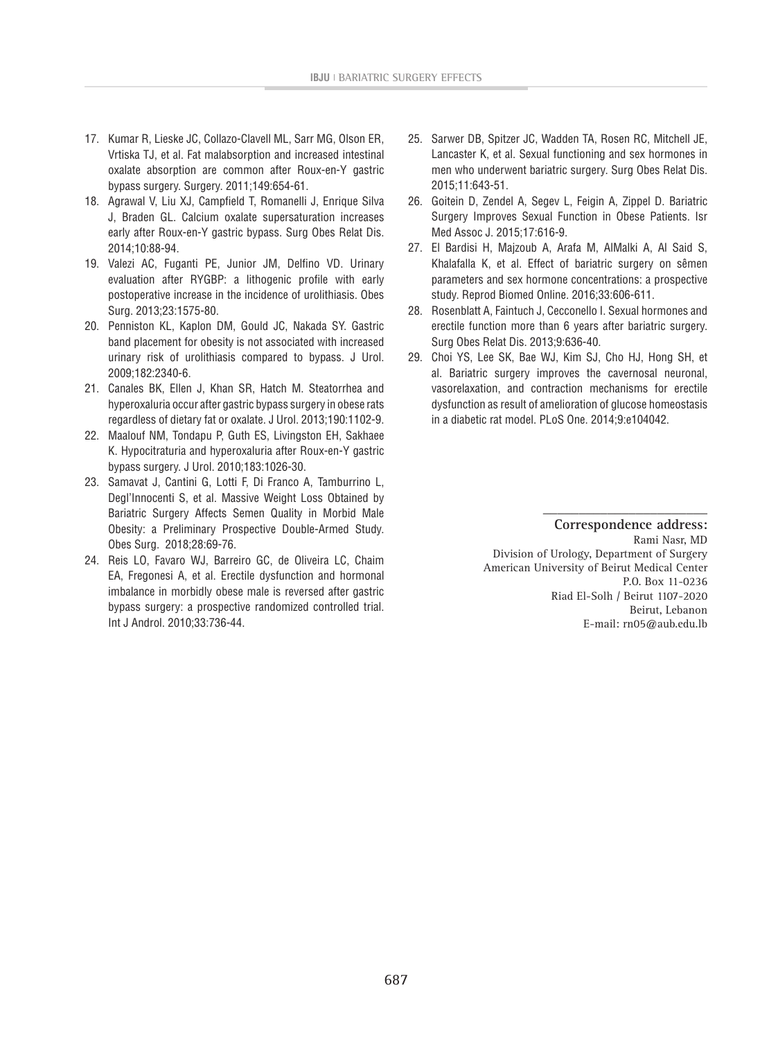17. Kumar R, Lieske JC, Collazo-Clavell ML, Sarr MG, Olson ER, Vrtiska TJ, et al. Fat malabsorption and increased intestinal oxalate absorption are common after Roux-en-Y gastric bypass surgery. Surgery. 2011;149:654-61.
18. Agrawal V, Liu XJ, Campfield T, Romanelli J, Enrique Silva J, Braden GL. Calcium oxalate supersaturation increases early after Roux-en-Y gastric bypass. Surg Obes Relat Dis. 2014;10:88-94.
19. Valezi AC, Fuganti PE, Junior JM, Delfino VD. Urinary evaluation after RYGBP: a lithogenic profile with early postoperative increase in the incidence of urolithiasis. Obes Surg. 2013;23:1575-80.
20. Penniston KL, Kaplon DM, Gould JC, Nakada SY. Gastric band placement for obesity is not associated with increased urinary risk of urolithiasis compared to bypass. J Urol. 2009;182:2340-6.
21. Canales BK, Ellen J, Khan SR, Hatch M. Steatorrhea and hyperoxaluria occur after gastric bypass surgery in obese rats regardless of dietary fat or oxalate. J Urol. 2013;190:1102-9.
22. Maalouf NM, Tondapu P, Guth ES, Livingston EH, Sakhaee K. Hypocitraturia and hyperoxaluria after Roux-en-Y gastric bypass surgery. J Urol. 2010;183:1026-30.
23. Samavat J, Cantini G, Lotti F, Di Franco A, Tamburrino L, Degl'Innocenti S, et al. Massive Weight Loss Obtained by Bariatric Surgery Affects Semen Quality in Morbid Male Obesity: a Preliminary Prospective Double-Armed Study. Obes Surg. 2018;28:69-76.
24. Reis LO, Favaro WJ, Barreiro GC, de Oliveira LC, Chaim EA, Fregonesi A, et al. Erectile dysfunction and hormonal imbalance in morbidly obese male is reversed after gastric bypass surgery: a prospective randomized controlled trial. Int J Androl. 2010;33:736-44.
25. Sarwer DB, Spitzer JC, Wadden TA, Rosen RC, Mitchell JE, Lancaster K, et al. Sexual functioning and sex hormones in men who underwent bariatric surgery. Surg Obes Relat Dis. 2015;11:643-51.
26. Goitein D, Zendel A, Segev L, Feigin A, Zippel D. Bariatric Surgery Improves Sexual Function in Obese Patients. Isr Med Assoc J. 2015;17:616-9.
27. El Bardisi H, Majzoub A, Arafa M, AlMalki A, Al Said S, Khalafalla K, et al. Effect of bariatric surgery on sêmen parameters and sex hormone concentrations: a prospective study. Reprod Biomed Online. 2016;33:606-611.
28. Rosenblatt A, Faintuch J, Cecconello I. Sexual hormones and erectile function more than 6 years after bariatric surgery. Surg Obes Relat Dis. 2013;9:636-40.
29. Choi YS, Lee SK, Bae WJ, Kim SJ, Cho HJ, Hong SH, et al. Bariatric surgery improves the cavernosal neuronal, vasorelaxation, and contraction mechanisms for erectile dysfunction as result of amelioration of glucose homeostasis in a diabetic rat model. PLoS One. 2014;9:e104042.

**Correspondence address:**

Rami Nasr, MD
Division of Urology, Department of Surgery
American University of Beirut Medical Center
P.O. Box 11-0236
Riad El-Solh / Beirut 1107-2020
Beirut, Lebanon
E-mail: rn05@aub.edu.lb